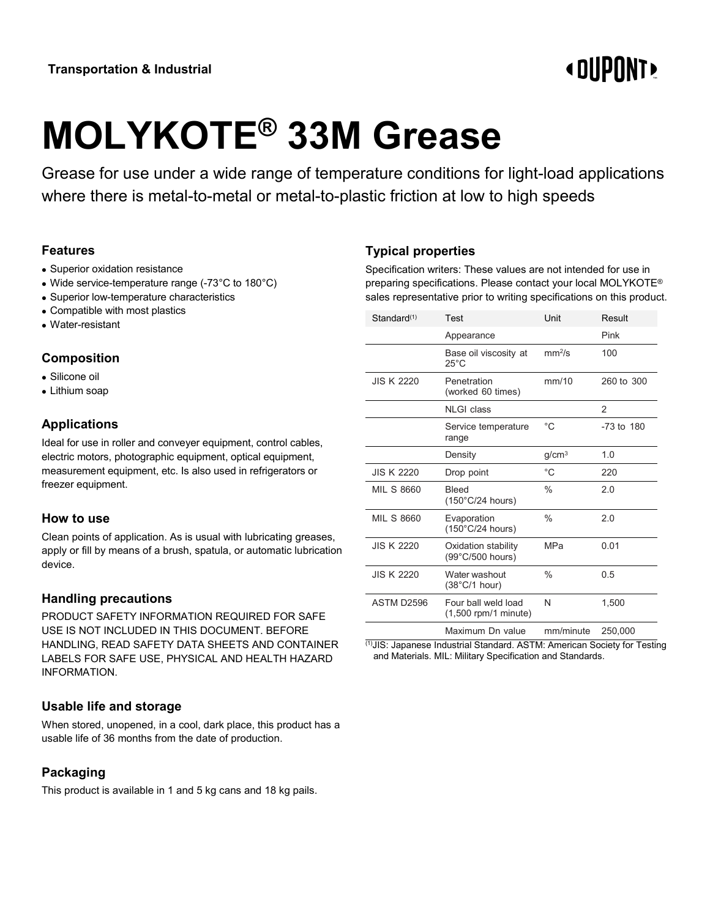Transportation & Industrial

# MOLYKOTE® 33M Grease

Grease for use under a wide range of temperature conditions for light-load applications where there is metal-to-metal or metal-to-plastic friction at low to high speeds

## Features

- Superior oxidation resistance
- Wide service-temperature range (-73°C to 180°C)
- Superior low-temperature characteristics
- Compatible with most plastics
- Water-resistant

## Composition

- Silicone oil
- Lithium soap

## Applications

Ideal for use in roller and conveyer equipment, control cables, electric motors, photographic equipment, optical equipment, measurement equipment, etc. Is also used in refrigerators or freezer equipment.

## How to use

Clean points of application. As is usual with lubricating greases, apply or fill by means of a brush, spatula, or automatic lubrication device.

## Handling precautions

PRODUCT SAFETY INFORMATION REQUIRED FOR SAFE USE IS NOT INCLUDED IN THIS DOCUMENT. BEFORE HANDLING, READ SAFETY DATA SHEETS AND CONTAINER LABELS FOR SAFE USE, PHYSICAL AND HEALTH HAZARD INFORMATION.

## Usable life and storage

When stored, unopened, in a cool, dark place, this product has a usable life of 36 months from the date of production.

## Packaging

This product is available in 1 and 5 kg cans and 18 kg pails.

## Typical properties

Specification writers: These values are not intended for use in preparing specifications. Please contact your local MOLYKOTE® sales representative prior to writing specifications on this product.

| Standard[1] | Test | Unit | Result |
|---|---|---|---|
| | Appearance | | Pink |
| | Base oil viscosity at 25°C | $mm^2/s$ | 100 |
| JIS K 2220 | Penetration (worked 60 times) | mm/10 | 260 to 300 |
| | NLGI class | | 2 |
| | Service temperature range | °C | -73 to 180 |
| | Density | $g/cm^3$ | 1.0 |
| JIS K 2220 | Drop point | °C | 220 |
| MIL S 8660 | Bleed (150°C/24 hours) | % | 2.0 |
| MIL S 8660 | Evaporation (150°C/24 hours) | % | 2.0 |
| JIS K 2220 | Oxidation stability (99°C/500 hours) | MPa | 0.01 |
| JIS K 2220 | Water washout (38°C/1 hour) | % | 0.5 |
| ASTM D2596 | Four ball weld load (1,500 rpm/1 minute) | N | 1,500 |
| | Maximum Dn value | mm/minute | 250,000 |

[1] JIS: Japanese Industrial Standard. ASTM: American Society for Testing and Materials. MIL: Military Specification and Standards.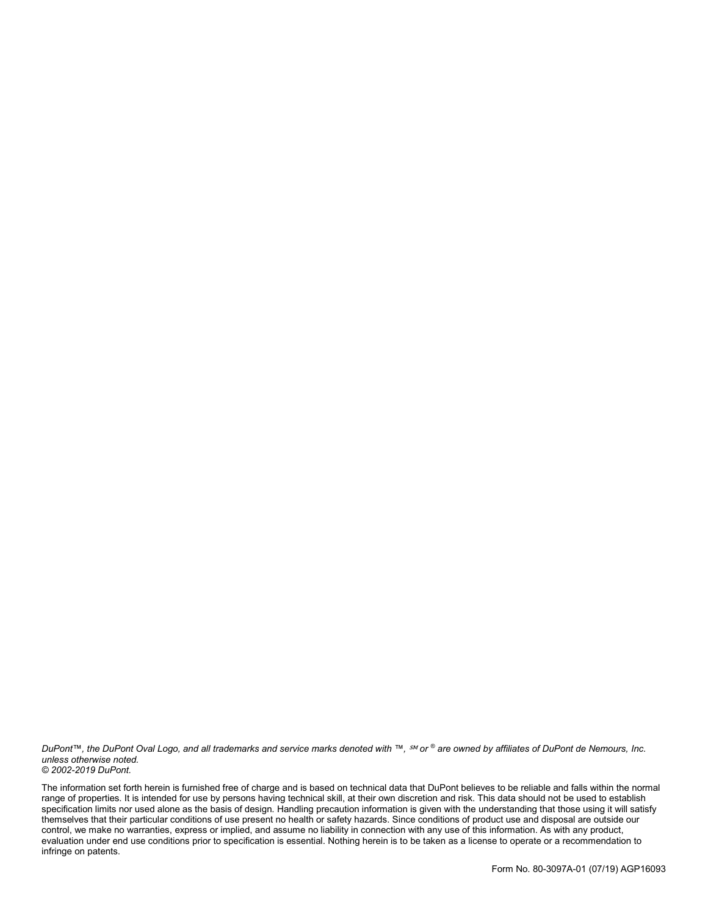*DuPont™, the DuPont Oval Logo, and all trademarks and service marks denoted with ™, ℠ or ® are owned by affiliates of DuPont de Nemours, Inc. unless otherwise noted.*
*© 2002-2019 DuPont.*

The information set forth herein is furnished free of charge and is based on technical data that DuPont believes to be reliable and falls within the normal range of properties. It is intended for use by persons having technical skill, at their own discretion and risk. This data should not be used to establish specification limits nor used alone as the basis of design. Handling precaution information is given with the understanding that those using it will satisfy themselves that their particular conditions of use present no health or safety hazards. Since conditions of product use and disposal are outside our control, we make no warranties, express or implied, and assume no liability in connection with any use of this information. As with any product, evaluation under end use conditions prior to specification is essential. Nothing herein is to be taken as a license to operate or a recommendation to infringe on patents.

Form No. 80-3097A-01 (07/19) AGP16093